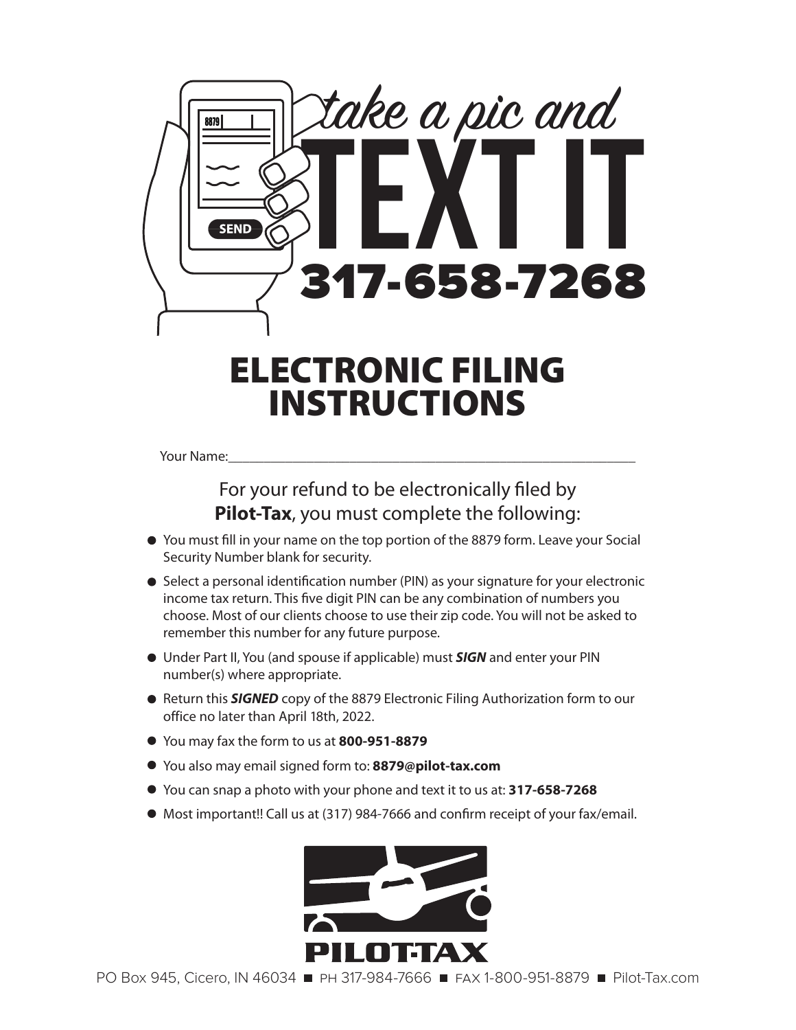take a pic and

# TEXT IT

## 317-658-7268

# ELECTRONIC FILING INSTRUCTIONS

Your Name:\_\_\_\_\_\_\_\_\_\_\_\_\_\_\_\_\_\_\_\_\_\_\_\_\_\_\_\_\_\_\_\_\_\_\_\_\_\_\_\_\_\_\_\_\_\_\_\_\_\_\_\_\_\_\_\_\_\_\_\_

For your refund to be electronically filed by **Pilot-Tax**, you must complete the following:

- You must fill in your name on the top portion of the 8879 form. Leave your Social Security Number blank for security.
- Select a personal identification number (PIN) as your signature for your electronic income tax return. This five digit PIN can be any combination of numbers you choose. Most of our clients choose to use their zip code. You will not be asked to remember this number for any future purpose.
- Under Part II, You (and spouse if applicable) must ***SIGN*** and enter your PIN number(s) where appropriate.
- Return this ***SIGNED*** copy of the 8879 Electronic Filing Authorization form to our office no later than April 18th, 2022.
- You may fax the form to us at **800-951-8879**
- You also may email signed form to: **8879@pilot-tax.com**
- You can snap a photo with your phone and text it to us at: **317-658-7268**
- Most important!! Call us at (317) 984-7666 and confirm receipt of your fax/email.

PILOT-TAX

PO Box 945, Cicero, IN 46034 ■ PH 317-984-7666 ■ FAX 1-800-951-8879 ■ Pilot-Tax.com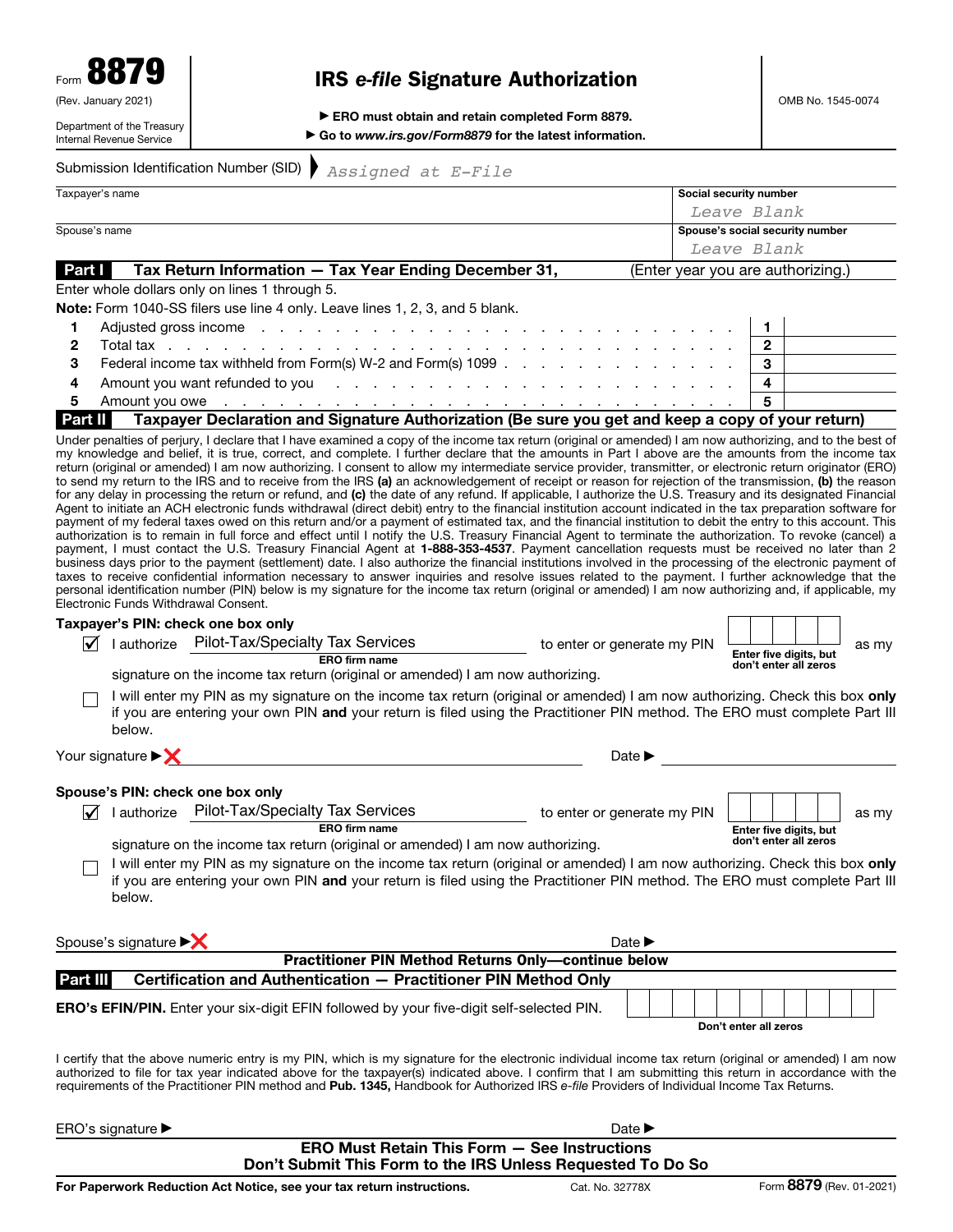Form **8879**
(Rev. January 2021)
Department of the Treasury
Internal Revenue Service

# IRS *e-file* Signature Authorization

▶ **ERO must obtain and retain completed Form 8879.**
▶ **Go to *www.irs.gov/Form8879* for the latest information.**

OMB No. 1545-0074

Submission Identification Number (SID) ▶ Assigned at E-File

| Taxpayer's name | **Social security number** |
|---|---|
| | Leave Blank |
| **Spouse's name** | **Spouse's social security number** |
| | Leave Blank |

## Part I — Tax Return Information — Tax Year Ending December 31, (Enter year you are authorizing.)

Enter whole dollars only on lines 1 through 5.

**Note:** Form 1040-SS filers use line 4 only. Leave lines 1, 2, 3, and 5 blank.

| | | | |
|---|---|---|---|
| 1 | Adjusted gross income | 1 | |
| 2 | Total tax | 2 | |
| 3 | Federal income tax withheld from Form(s) W-2 and Form(s) 1099 | 3 | |
| 4 | Amount you want refunded to you | 4 | |
| 5 | Amount you owe | 5 | |

## Part II — Taxpayer Declaration and Signature Authorization (Be sure you get and keep a copy of your return)

Under penalties of perjury, I declare that I have examined a copy of the income tax return (original or amended) I am now authorizing, and to the best of my knowledge and belief, it is true, correct, and complete. I further declare that the amounts in Part I above are the amounts from the income tax return (original or amended) I am now authorizing. I consent to allow my intermediate service provider, transmitter, or electronic return originator (ERO) to send my return to the IRS and to receive from the IRS **(a)** an acknowledgement of receipt or reason for rejection of the transmission, **(b)** the reason for any delay in processing the return or refund, and **(c)** the date of any refund. If applicable, I authorize the U.S. Treasury and its designated Financial Agent to initiate an ACH electronic funds withdrawal (direct debit) entry to the financial institution account indicated in the tax preparation software for payment of my federal taxes owed on this return and/or a payment of estimated tax, and the financial institution to debit the entry to this account. This authorization is to remain in full force and effect until I notify the U.S. Treasury Financial Agent to terminate the authorization. To revoke (cancel) a payment, I must contact the U.S. Treasury Financial Agent at **1-888-353-4537**. Payment cancellation requests must be received no later than 2 business days prior to the payment (settlement) date. I also authorize the financial institutions involved in the processing of the electronic payment of taxes to receive confidential information necessary to answer inquiries and resolve issues related to the payment. I further acknowledge that the personal identification number (PIN) below is my signature for the income tax return (original or amended) I am now authorizing and, if applicable, my Electronic Funds Withdrawal Consent.

**Taxpayer's PIN: check one box only**

☑ I authorize Pilot-Tax/Specialty Tax Services (**ERO firm name**) to enter or generate my PIN [ ] (**Enter five digits, but don't enter all zeros**) as my signature on the income tax return (original or amended) I am now authorizing.

☐ I will enter my PIN as my signature on the income tax return (original or amended) I am now authorizing. Check this box **only** if you are entering your own PIN **and** your return is filed using the Practitioner PIN method. The ERO must complete Part III below.

Your signature ▶ ✗ Date ▶

**Spouse's PIN: check one box only**

☑ I authorize Pilot-Tax/Specialty Tax Services (**ERO firm name**) to enter or generate my PIN [ ] (**Enter five digits, but don't enter all zeros**) as my signature on the income tax return (original or amended) I am now authorizing.

☐ I will enter my PIN as my signature on the income tax return (original or amended) I am now authorizing. Check this box **only** if you are entering your own PIN **and** your return is filed using the Practitioner PIN method. The ERO must complete Part III below.

Spouse's signature ▶ ✗ Date ▶

**Practitioner PIN Method Returns Only—continue below**

## Part III — Certification and Authentication — Practitioner PIN Method Only

**ERO's EFIN/PIN.** Enter your six-digit EFIN followed by your five-digit self-selected PIN. [ ] **Don't enter all zeros**

I certify that the above numeric entry is my PIN, which is my signature for the electronic individual income tax return (original or amended) I am now authorized to file for tax year indicated above for the taxpayer(s) indicated above. I confirm that I am submitting this return in accordance with the requirements of the Practitioner PIN method and **Pub. 1345,** Handbook for Authorized IRS *e-file* Providers of Individual Income Tax Returns.

ERO's signature ▶ Date ▶

**ERO Must Retain This Form — See Instructions**
**Don't Submit This Form to the IRS Unless Requested To Do So**

**For Paperwork Reduction Act Notice, see your tax return instructions.** Cat. No. 32778X Form **8879** (Rev. 01-2021)